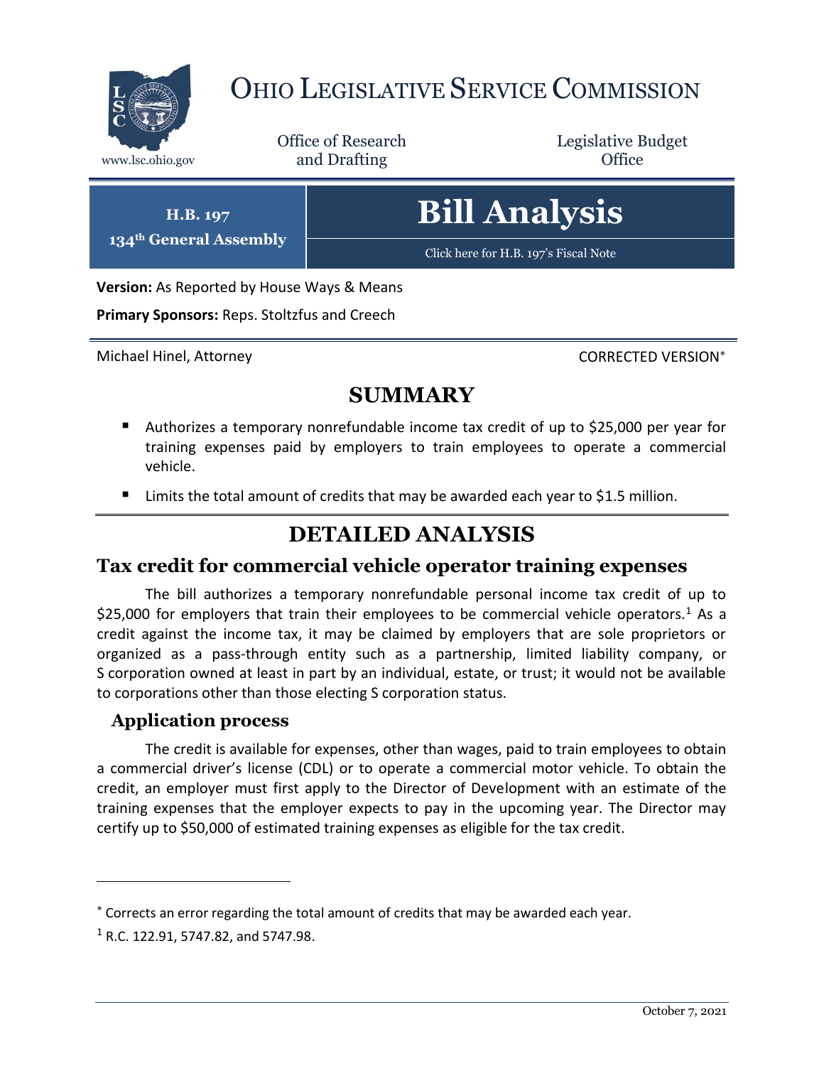# OHIO LEGISLATIVE SERVICE COMMISSION

www.lsc.ohio.gov

Office of Research and Drafting

Legislative Budget Office

**H.B. 197**
**134th General Assembly**

# Bill Analysis

Click here for H.B. 197's Fiscal Note

**Version:** As Reported by House Ways & Means

**Primary Sponsors:** Reps. Stoltzfus and Creech

Michael Hinel, Attorney

CORRECTED VERSION*

## SUMMARY

- Authorizes a temporary nonrefundable income tax credit of up to $25,000 per year for training expenses paid by employers to train employees to operate a commercial vehicle.
- Limits the total amount of credits that may be awarded each year to $1.5 million.

## DETAILED ANALYSIS

### Tax credit for commercial vehicle operator training expenses

The bill authorizes a temporary nonrefundable personal income tax credit of up to $25,000 for employers that train their employees to be commercial vehicle operators.[1] As a credit against the income tax, it may be claimed by employers that are sole proprietors or organized as a pass-through entity such as a partnership, limited liability company, or S corporation owned at least in part by an individual, estate, or trust; it would not be available to corporations other than those electing S corporation status.

#### Application process

The credit is available for expenses, other than wages, paid to train employees to obtain a commercial driver's license (CDL) or to operate a commercial motor vehicle. To obtain the credit, an employer must first apply to the Director of Development with an estimate of the training expenses that the employer expects to pay in the upcoming year. The Director may certify up to $50,000 of estimated training expenses as eligible for the tax credit.

---

* Corrects an error regarding the total amount of credits that may be awarded each year.

[1] R.C. 122.91, 5747.82, and 5747.98.

October 7, 2021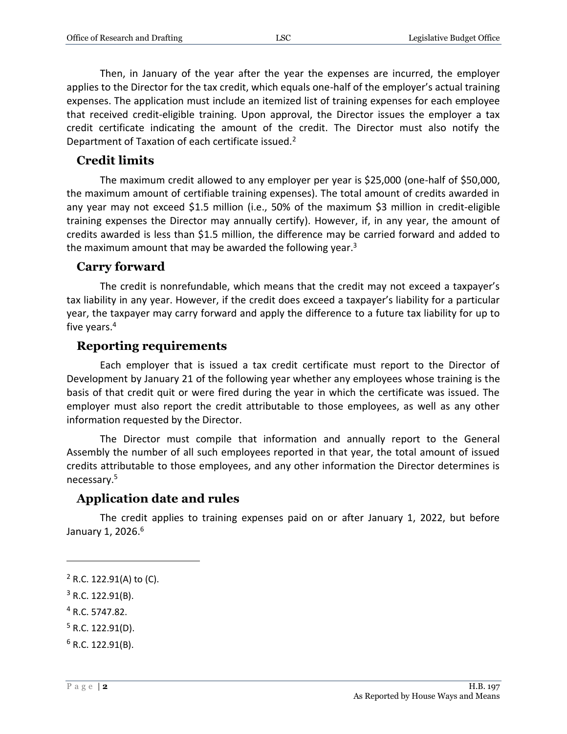Then, in January of the year after the year the expenses are incurred, the employer applies to the Director for the tax credit, which equals one-half of the employer's actual training expenses. The application must include an itemized list of training expenses for each employee that received credit-eligible training. Upon approval, the Director issues the employer a tax credit certificate indicating the amount of the credit. The Director must also notify the Department of Taxation of each certificate issued.[2]

## Credit limits

The maximum credit allowed to any employer per year is $25,000 (one-half of $50,000, the maximum amount of certifiable training expenses). The total amount of credits awarded in any year may not exceed $1.5 million (i.e., 50% of the maximum $3 million in credit-eligible training expenses the Director may annually certify). However, if, in any year, the amount of credits awarded is less than $1.5 million, the difference may be carried forward and added to the maximum amount that may be awarded the following year.[3]

## Carry forward

The credit is nonrefundable, which means that the credit may not exceed a taxpayer's tax liability in any year. However, if the credit does exceed a taxpayer's liability for a particular year, the taxpayer may carry forward and apply the difference to a future tax liability for up to five years.[4]

## Reporting requirements

Each employer that is issued a tax credit certificate must report to the Director of Development by January 21 of the following year whether any employees whose training is the basis of that credit quit or were fired during the year in which the certificate was issued. The employer must also report the credit attributable to those employees, as well as any other information requested by the Director.

The Director must compile that information and annually report to the General Assembly the number of all such employees reported in that year, the total amount of issued credits attributable to those employees, and any other information the Director determines is necessary.[5]

## Application date and rules

The credit applies to training expenses paid on or after January 1, 2022, but before January 1, 2026.[6]

---

[2] R.C. 122.91(A) to (C).

[3] R.C. 122.91(B).

[4] R.C. 5747.82.

[5] R.C. 122.91(D).

[6] R.C. 122.91(B).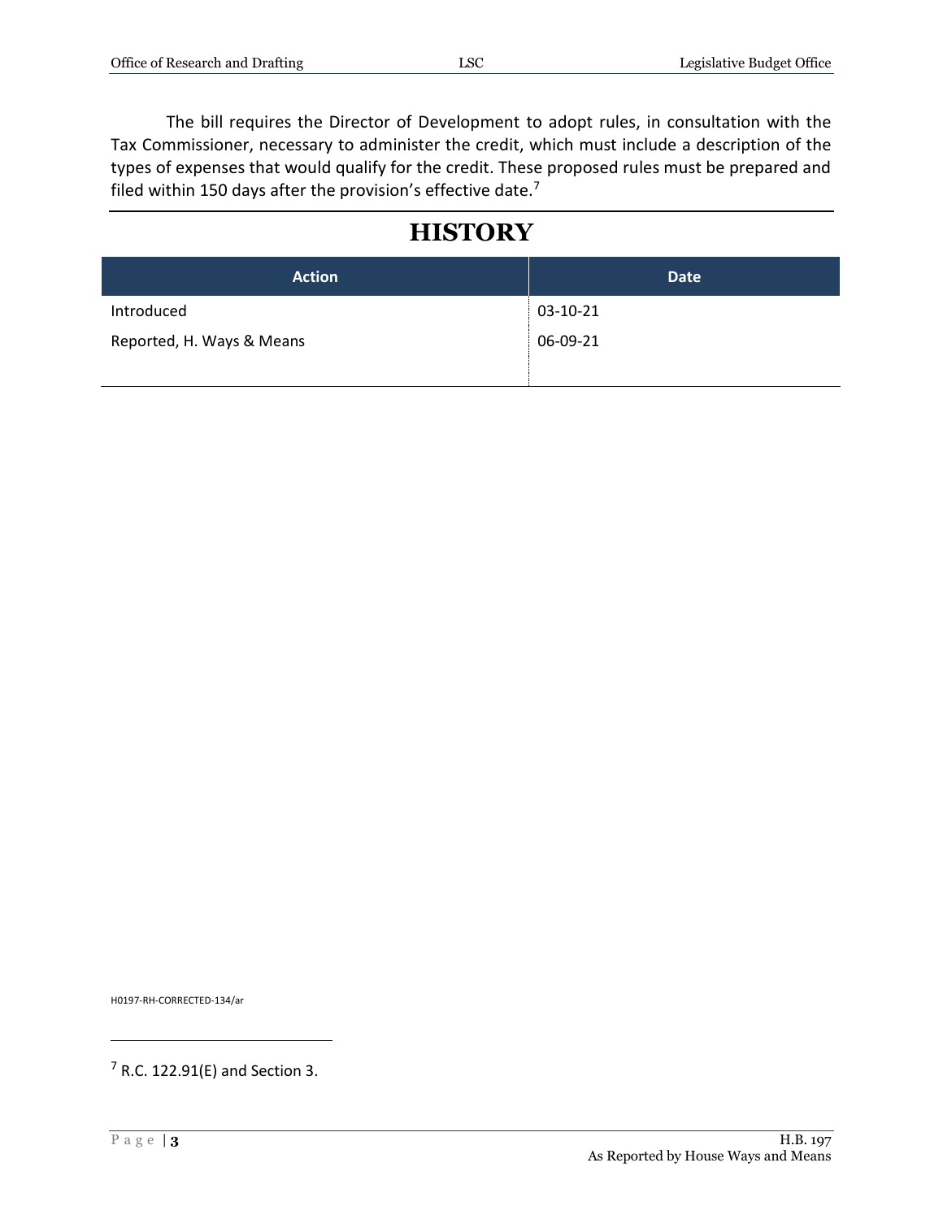The bill requires the Director of Development to adopt rules, in consultation with the Tax Commissioner, necessary to administer the credit, which must include a description of the types of expenses that would qualify for the credit. These proposed rules must be prepared and filed within 150 days after the provision's effective date.[7]

# HISTORY

| Action | Date |
| --- | --- |
| Introduced | 03-10-21 |
| Reported, H. Ways & Means | 06-09-21 |

H0197-RH-CORRECTED-134/ar

[7] R.C. 122.91(E) and Section 3.